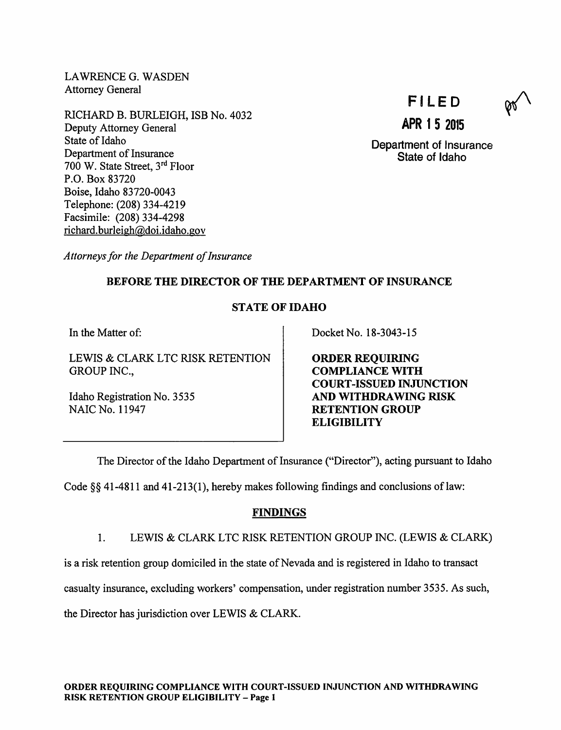LAWRENCE G. WASDEN
Attorney General

RICHARD B. BURLEIGH, ISB No. 4032
Deputy Attorney General
State of Idaho
Department of Insurance
700 W. State Street, 3rd Floor
P.O. Box 83720
Boise, Idaho 83720-0043
Telephone: (208) 334-4219
Facsimile: (208) 334-4298
richard.burleigh@doi.idaho.gov

**FILED**

**APR 15 2015**

Department of Insurance
State of Idaho

*Attorneys for the Department of Insurance*

**BEFORE THE DIRECTOR OF THE DEPARTMENT OF INSURANCE**

**STATE OF IDAHO**

| In the Matter of: LEWIS & CLARK LTC RISK RETENTION GROUP INC., Idaho Registration No. 3535, NAIC No. 11947 | Docket No. 18-3043-15 **ORDER REQUIRING COMPLIANCE WITH COURT-ISSUED INJUNCTION AND WITHDRAWING RISK RETENTION GROUP ELIGIBILITY** |
|---|---|

The Director of the Idaho Department of Insurance ("Director"), acting pursuant to Idaho Code §§ 41-4811 and 41-213(1), hereby makes following findings and conclusions of law:

## FINDINGS

1. LEWIS & CLARK LTC RISK RETENTION GROUP INC. (LEWIS & CLARK) is a risk retention group domiciled in the state of Nevada and is registered in Idaho to transact casualty insurance, excluding workers' compensation, under registration number 3535. As such, the Director has jurisdiction over LEWIS & CLARK.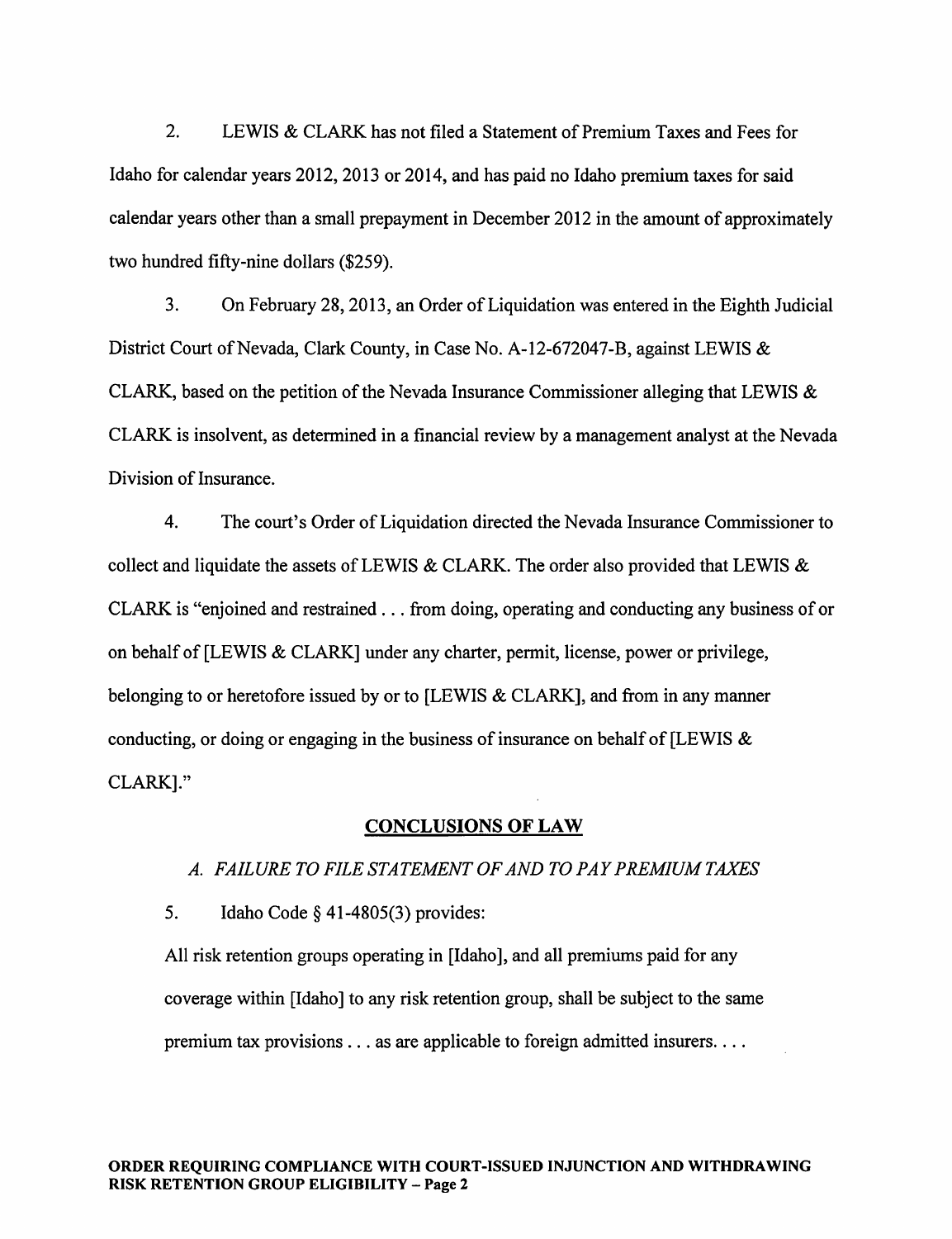2. LEWIS & CLARK has not filed a Statement of Premium Taxes and Fees for Idaho for calendar years 2012, 2013 or 2014, and has paid no Idaho premium taxes for said calendar years other than a small prepayment in December 2012 in the amount of approximately two hundred fifty-nine dollars ($259).

3. On February 28, 2013, an Order of Liquidation was entered in the Eighth Judicial District Court of Nevada, Clark County, in Case No. A-12-672047-B, against LEWIS & CLARK, based on the petition of the Nevada Insurance Commissioner alleging that LEWIS & CLARK is insolvent, as determined in a financial review by a management analyst at the Nevada Division of Insurance.

4. The court's Order of Liquidation directed the Nevada Insurance Commissioner to collect and liquidate the assets of LEWIS & CLARK. The order also provided that LEWIS & CLARK is "enjoined and restrained . . . from doing, operating and conducting any business of or on behalf of [LEWIS & CLARK] under any charter, permit, license, power or privilege, belonging to or heretofore issued by or to [LEWIS & CLARK], and from in any manner conducting, or doing or engaging in the business of insurance on behalf of [LEWIS & CLARK]."

## CONCLUSIONS OF LAW

### *A. FAILURE TO FILE STATEMENT OF AND TO PAY PREMIUM TAXES*

5. Idaho Code § 41-4805(3) provides:

All risk retention groups operating in [Idaho], and all premiums paid for any coverage within [Idaho] to any risk retention group, shall be subject to the same premium tax provisions . . . as are applicable to foreign admitted insurers. . . .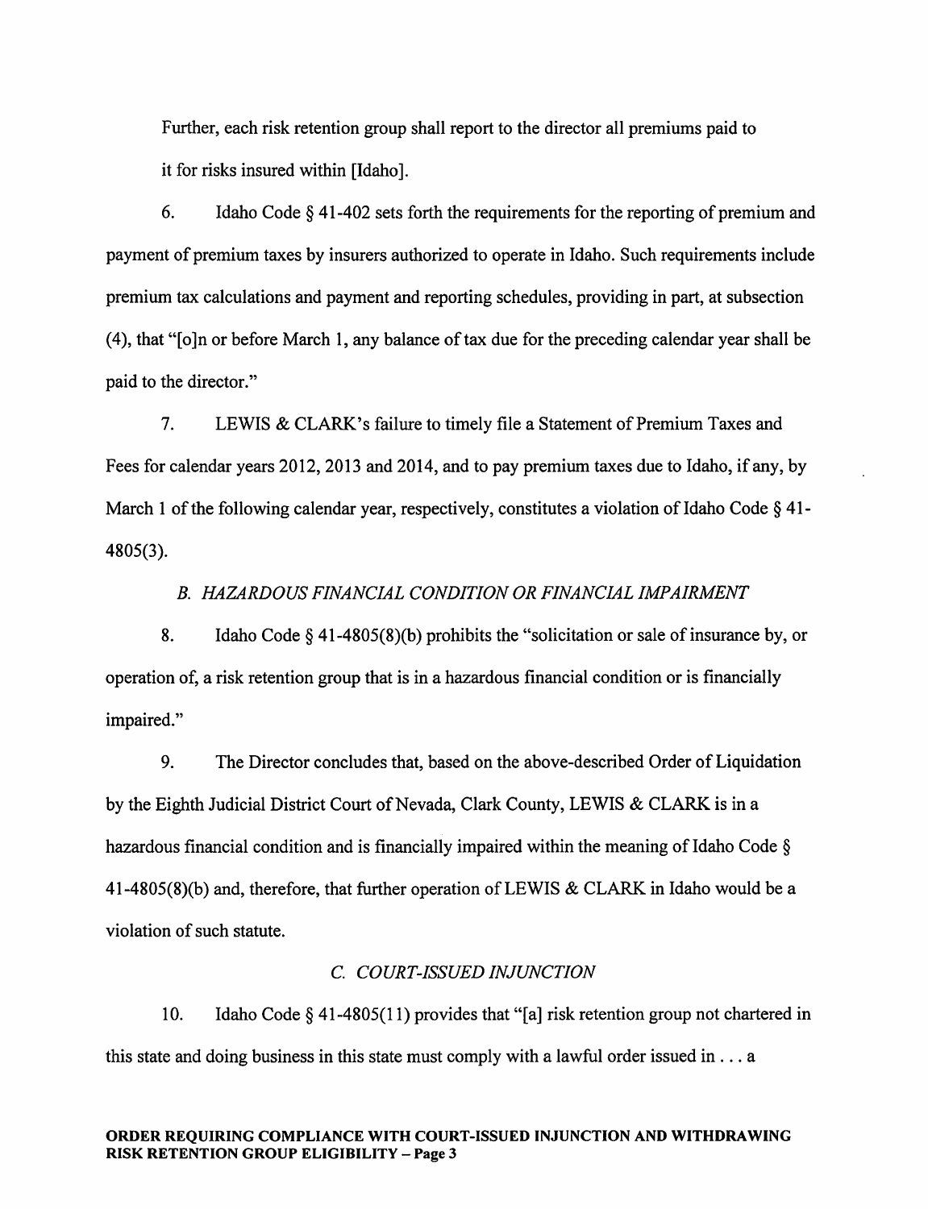Further, each risk retention group shall report to the director all premiums paid to it for risks insured within [Idaho].

6. Idaho Code § 41-402 sets forth the requirements for the reporting of premium and payment of premium taxes by insurers authorized to operate in Idaho. Such requirements include premium tax calculations and payment and reporting schedules, providing in part, at subsection (4), that "[o]n or before March 1, any balance of tax due for the preceding calendar year shall be paid to the director."

7. LEWIS & CLARK's failure to timely file a Statement of Premium Taxes and Fees for calendar years 2012, 2013 and 2014, and to pay premium taxes due to Idaho, if any, by March 1 of the following calendar year, respectively, constitutes a violation of Idaho Code § 41-4805(3).

*B. HAZARDOUS FINANCIAL CONDITION OR FINANCIAL IMPAIRMENT*

8. Idaho Code § 41-4805(8)(b) prohibits the "solicitation or sale of insurance by, or operation of, a risk retention group that is in a hazardous financial condition or is financially impaired."

9. The Director concludes that, based on the above-described Order of Liquidation by the Eighth Judicial District Court of Nevada, Clark County, LEWIS & CLARK is in a hazardous financial condition and is financially impaired within the meaning of Idaho Code § 41-4805(8)(b) and, therefore, that further operation of LEWIS & CLARK in Idaho would be a violation of such statute.

*C. COURT-ISSUED INJUNCTION*

10. Idaho Code § 41-4805(11) provides that "[a] risk retention group not chartered in this state and doing business in this state must comply with a lawful order issued in . . . a

**ORDER REQUIRING COMPLIANCE WITH COURT-ISSUED INJUNCTION AND WITHDRAWING RISK RETENTION GROUP ELIGIBILITY – Page 3**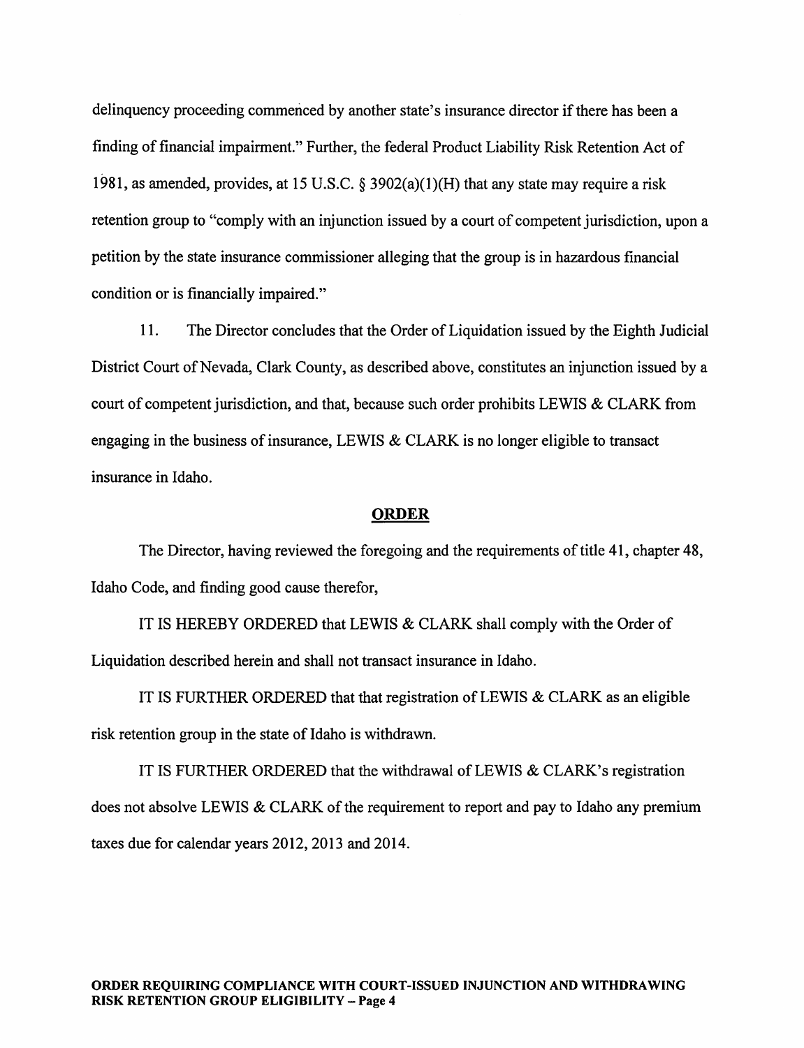delinquency proceeding commenced by another state's insurance director if there has been a finding of financial impairment." Further, the federal Product Liability Risk Retention Act of 1981, as amended, provides, at 15 U.S.C. § 3902(a)(1)(H) that any state may require a risk retention group to "comply with an injunction issued by a court of competent jurisdiction, upon a petition by the state insurance commissioner alleging that the group is in hazardous financial condition or is financially impaired."

11. The Director concludes that the Order of Liquidation issued by the Eighth Judicial District Court of Nevada, Clark County, as described above, constitutes an injunction issued by a court of competent jurisdiction, and that, because such order prohibits LEWIS & CLARK from engaging in the business of insurance, LEWIS & CLARK is no longer eligible to transact insurance in Idaho.

## ORDER

The Director, having reviewed the foregoing and the requirements of title 41, chapter 48, Idaho Code, and finding good cause therefor,

IT IS HEREBY ORDERED that LEWIS & CLARK shall comply with the Order of Liquidation described herein and shall not transact insurance in Idaho.

IT IS FURTHER ORDERED that that registration of LEWIS & CLARK as an eligible risk retention group in the state of Idaho is withdrawn.

IT IS FURTHER ORDERED that the withdrawal of LEWIS & CLARK's registration does not absolve LEWIS & CLARK of the requirement to report and pay to Idaho any premium taxes due for calendar years 2012, 2013 and 2014.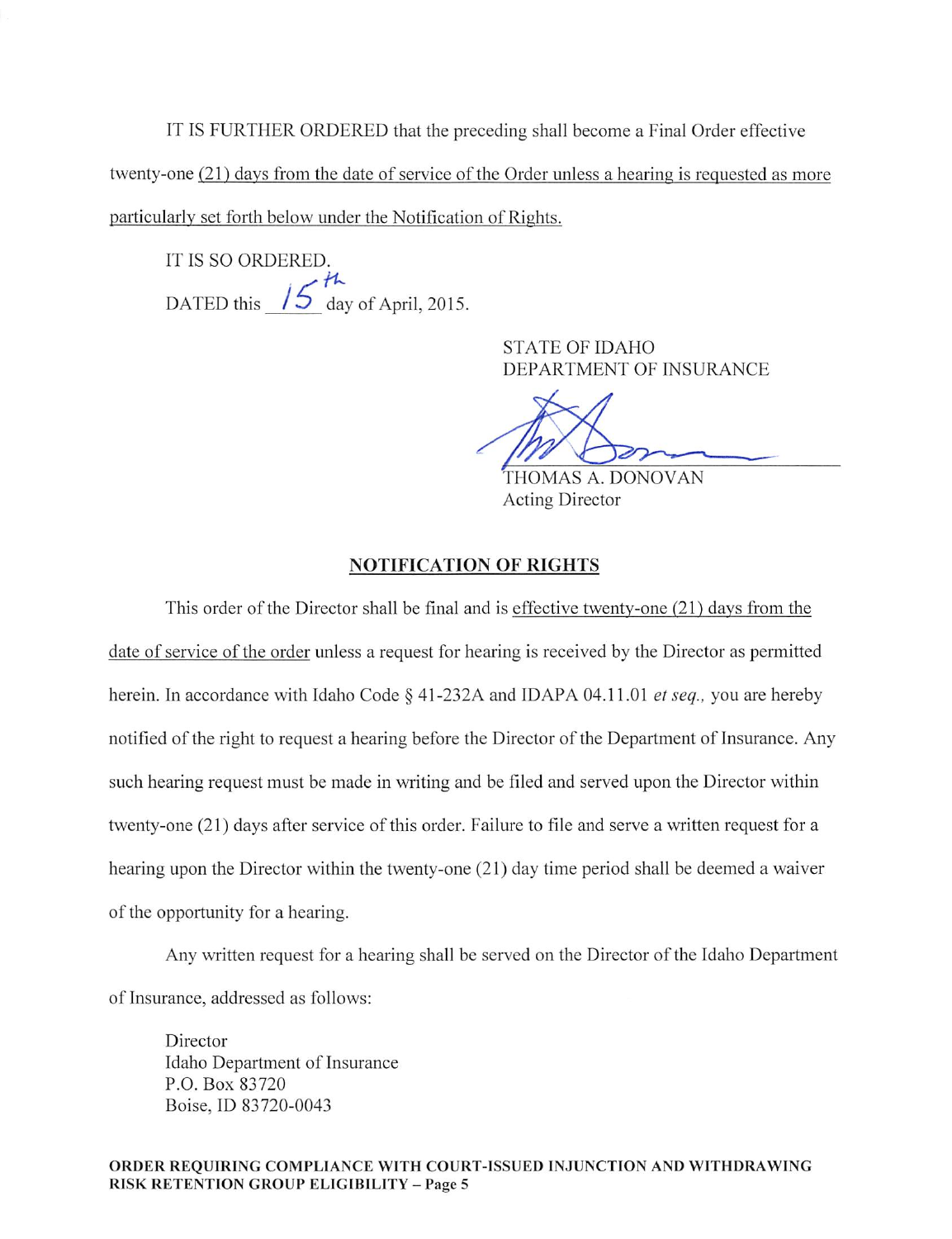IT IS FURTHER ORDERED that the preceding shall become a Final Order effective twenty-one (21) days from the date of service of the Order unless a hearing is requested as more particularly set forth below under the Notification of Rights.

IT IS SO ORDERED.

DATED this 15th day of April, 2015.

STATE OF IDAHO
DEPARTMENT OF INSURANCE

THOMAS A. DONOVAN
Acting Director

## NOTIFICATION OF RIGHTS

This order of the Director shall be final and is effective twenty-one (21) days from the date of service of the order unless a request for hearing is received by the Director as permitted herein. In accordance with Idaho Code § 41-232A and IDAPA 04.11.01 *et seq.*, you are hereby notified of the right to request a hearing before the Director of the Department of Insurance. Any such hearing request must be made in writing and be filed and served upon the Director within twenty-one (21) days after service of this order. Failure to file and serve a written request for a hearing upon the Director within the twenty-one (21) day time period shall be deemed a waiver of the opportunity for a hearing.

Any written request for a hearing shall be served on the Director of the Idaho Department of Insurance, addressed as follows:

Director
Idaho Department of Insurance
P.O. Box 83720
Boise, ID 83720-0043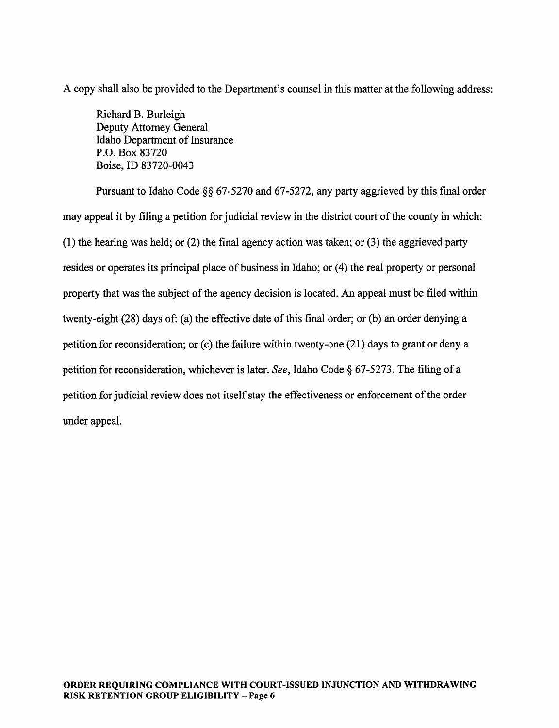A copy shall also be provided to the Department's counsel in this matter at the following address:

Richard B. Burleigh
Deputy Attorney General
Idaho Department of Insurance
P.O. Box 83720
Boise, ID 83720-0043

Pursuant to Idaho Code §§ 67-5270 and 67-5272, any party aggrieved by this final order may appeal it by filing a petition for judicial review in the district court of the county in which: (1) the hearing was held; or (2) the final agency action was taken; or (3) the aggrieved party resides or operates its principal place of business in Idaho; or (4) the real property or personal property that was the subject of the agency decision is located. An appeal must be filed within twenty-eight (28) days of: (a) the effective date of this final order; or (b) an order denying a petition for reconsideration; or (c) the failure within twenty-one (21) days to grant or deny a petition for reconsideration, whichever is later. *See*, Idaho Code § 67-5273. The filing of a petition for judicial review does not itself stay the effectiveness or enforcement of the order under appeal.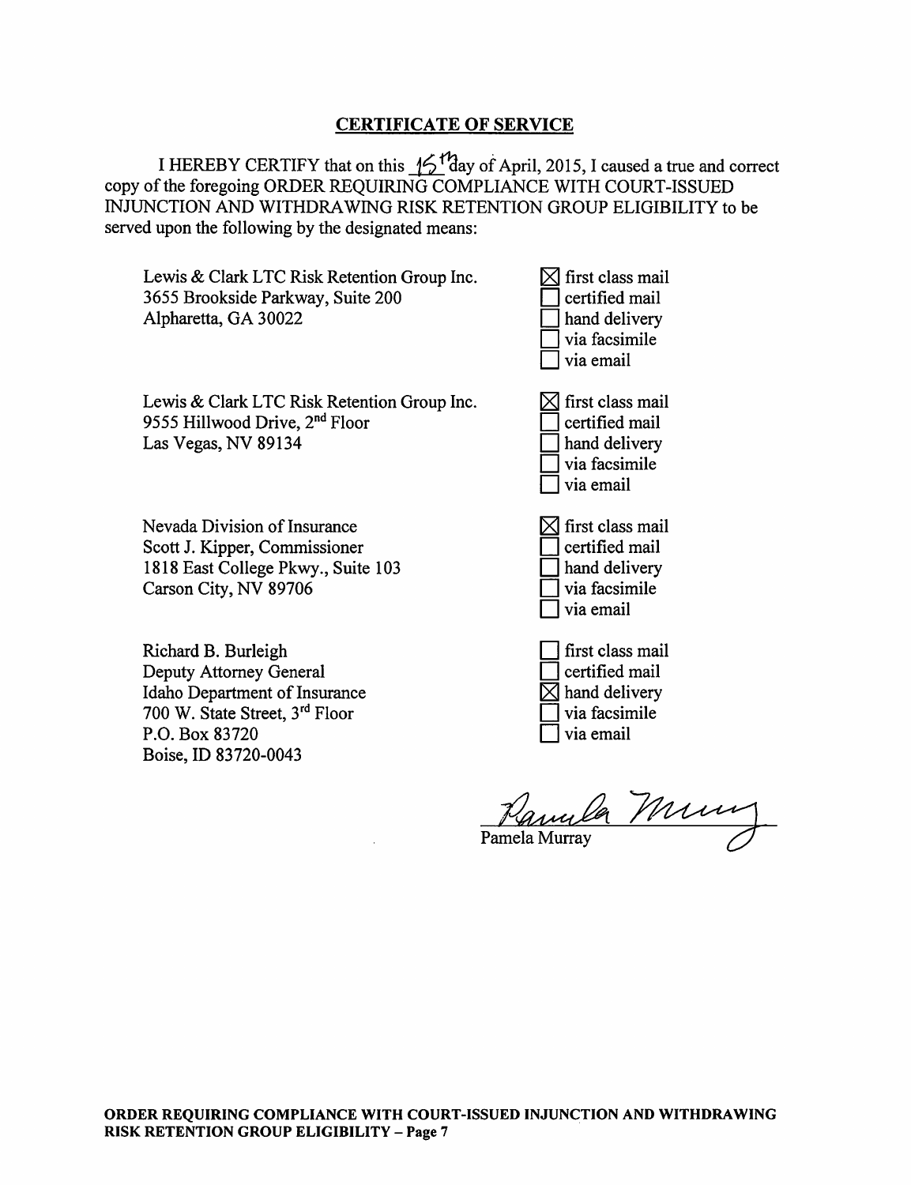## CERTIFICATE OF SERVICE

I HEREBY CERTIFY that on this 15th day of April, 2015, I caused a true and correct copy of the foregoing ORDER REQUIRING COMPLIANCE WITH COURT-ISSUED INJUNCTION AND WITHDRAWING RISK RETENTION GROUP ELIGIBILITY to be served upon the following by the designated means:

Lewis & Clark LTC Risk Retention Group Inc.
3655 Brookside Parkway, Suite 200
Alpharetta, GA 30022

- [x] first class mail
- [ ] certified mail
- [ ] hand delivery
- [ ] via facsimile
- [ ] via email

Lewis & Clark LTC Risk Retention Group Inc.
9555 Hillwood Drive, 2nd Floor
Las Vegas, NV 89134

- [x] first class mail
- [ ] certified mail
- [ ] hand delivery
- [ ] via facsimile
- [ ] via email

Nevada Division of Insurance
Scott J. Kipper, Commissioner
1818 East College Pkwy., Suite 103
Carson City, NV 89706

- [x] first class mail
- [ ] certified mail
- [ ] hand delivery
- [ ] via facsimile
- [ ] via email

Richard B. Burleigh
Deputy Attorney General
Idaho Department of Insurance
700 W. State Street, 3rd Floor
P.O. Box 83720
Boise, ID 83720-0043

- [ ] first class mail
- [ ] certified mail
- [x] hand delivery
- [ ] via facsimile
- [ ] via email

Pamela Murray